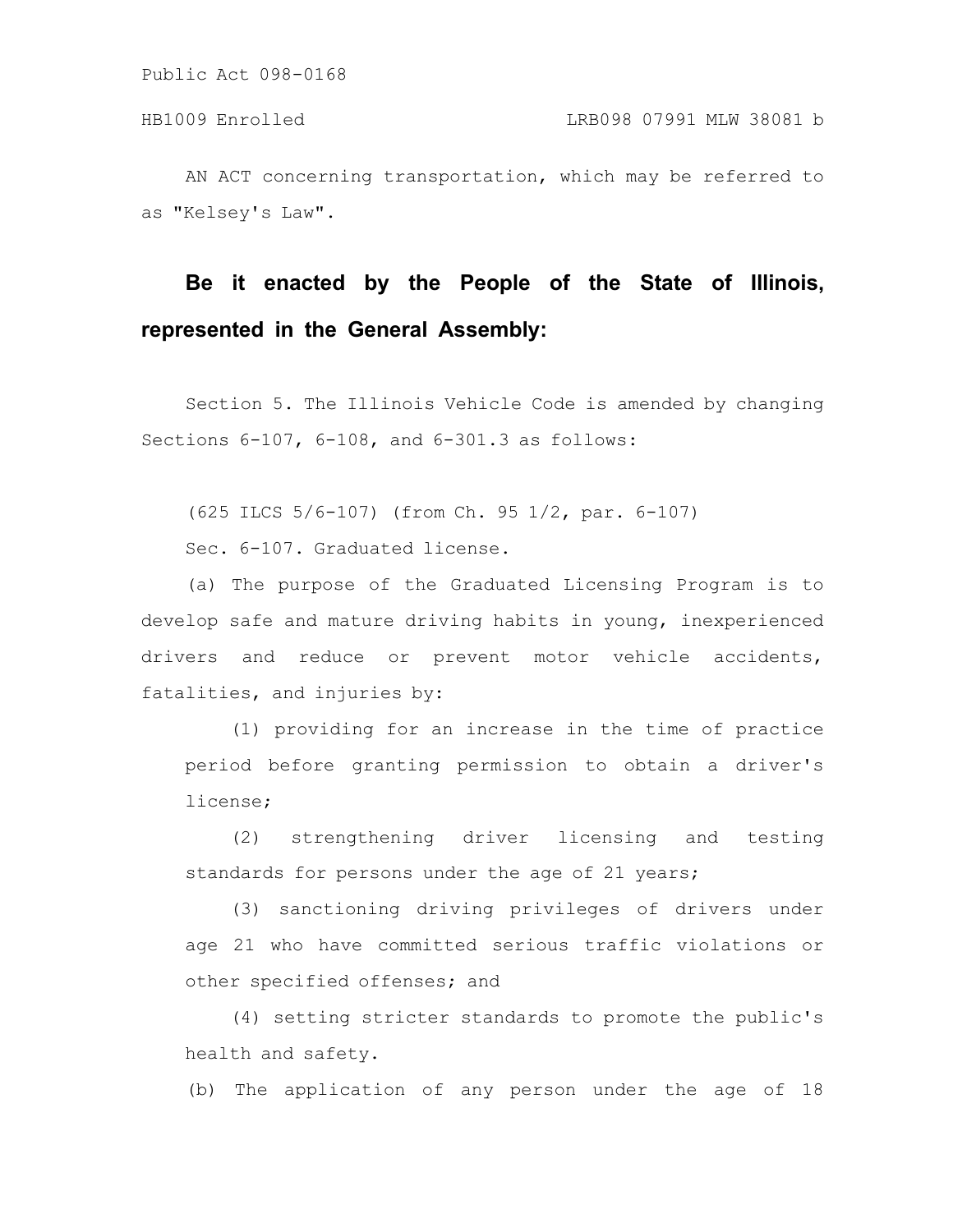Public Act 098-0168

HB1009 Enrolled LRB098 07991 MLW 38081 b

AN ACT concerning transportation, which may be referred to as "Kelsey's Law".

**Be it enacted by the People of the State of Illinois, represented in the General Assembly:**

Section 5. The Illinois Vehicle Code is amended by changing Sections 6-107, 6-108, and 6-301.3 as follows:

(625 ILCS 5/6-107) (from Ch. 95 1/2, par. 6-107)

Sec. 6-107. Graduated license.

(a) The purpose of the Graduated Licensing Program is to develop safe and mature driving habits in young, inexperienced drivers and reduce or prevent motor vehicle accidents, fatalities, and injuries by:

(1) providing for an increase in the time of practice period before granting permission to obtain a driver's license;

(2) strengthening driver licensing and testing standards for persons under the age of 21 years;

(3) sanctioning driving privileges of drivers under age 21 who have committed serious traffic violations or other specified offenses; and

(4) setting stricter standards to promote the public's health and safety.

(b) The application of any person under the age of 18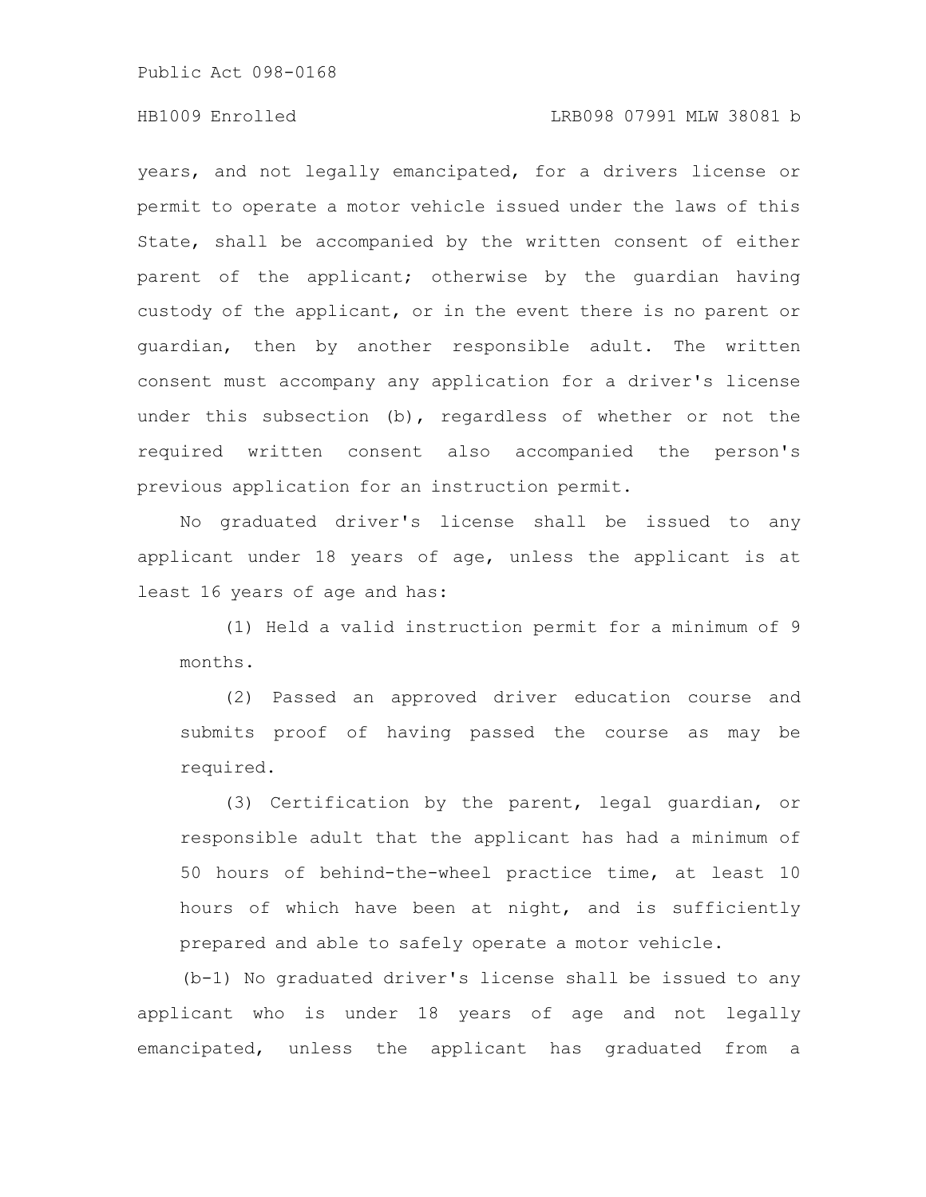years, and not legally emancipated, for a drivers license or permit to operate a motor vehicle issued under the laws of this State, shall be accompanied by the written consent of either parent of the applicant; otherwise by the guardian having custody of the applicant, or in the event there is no parent or guardian, then by another responsible adult. The written consent must accompany any application for a driver's license under this subsection (b), regardless of whether or not the required written consent also accompanied the person's previous application for an instruction permit.

No graduated driver's license shall be issued to any applicant under 18 years of age, unless the applicant is at least 16 years of age and has:

(1) Held a valid instruction permit for a minimum of 9 months.

(2) Passed an approved driver education course and submits proof of having passed the course as may be required.

(3) Certification by the parent, legal guardian, or responsible adult that the applicant has had a minimum of 50 hours of behind-the-wheel practice time, at least 10 hours of which have been at night, and is sufficiently prepared and able to safely operate a motor vehicle.

(b-1) No graduated driver's license shall be issued to any applicant who is under 18 years of age and not legally emancipated, unless the applicant has graduated from a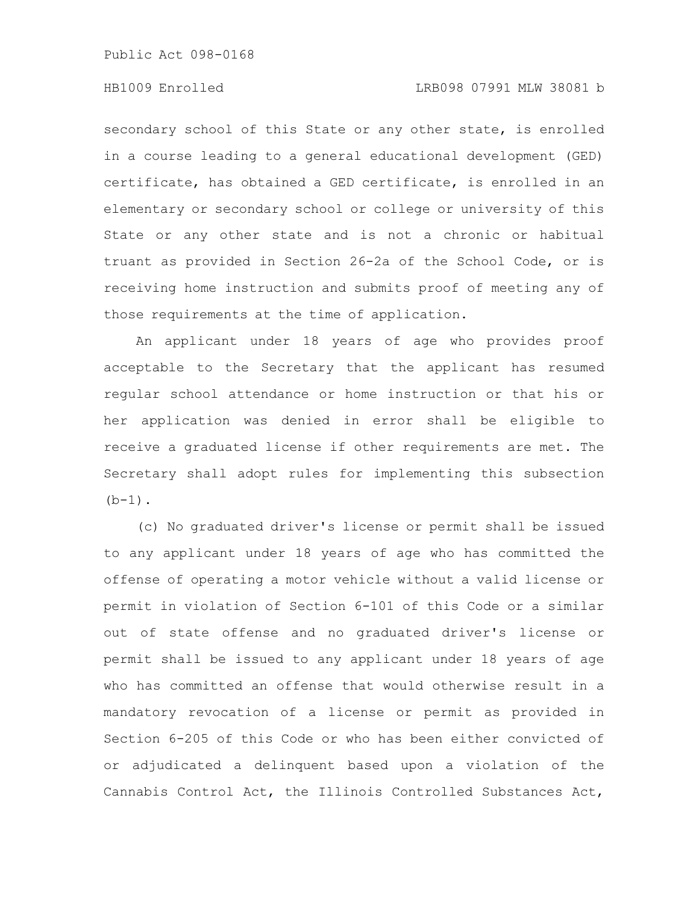secondary school of this State or any other state, is enrolled in a course leading to a general educational development (GED) certificate, has obtained a GED certificate, is enrolled in an elementary or secondary school or college or university of this State or any other state and is not a chronic or habitual truant as provided in Section 26-2a of the School Code, or is receiving home instruction and submits proof of meeting any of those requirements at the time of application.

An applicant under 18 years of age who provides proof acceptable to the Secretary that the applicant has resumed regular school attendance or home instruction or that his or her application was denied in error shall be eligible to receive a graduated license if other requirements are met. The Secretary shall adopt rules for implementing this subsection (b-1).

(c) No graduated driver's license or permit shall be issued to any applicant under 18 years of age who has committed the offense of operating a motor vehicle without a valid license or permit in violation of Section 6-101 of this Code or a similar out of state offense and no graduated driver's license or permit shall be issued to any applicant under 18 years of age who has committed an offense that would otherwise result in a mandatory revocation of a license or permit as provided in Section 6-205 of this Code or who has been either convicted of or adjudicated a delinquent based upon a violation of the Cannabis Control Act, the Illinois Controlled Substances Act,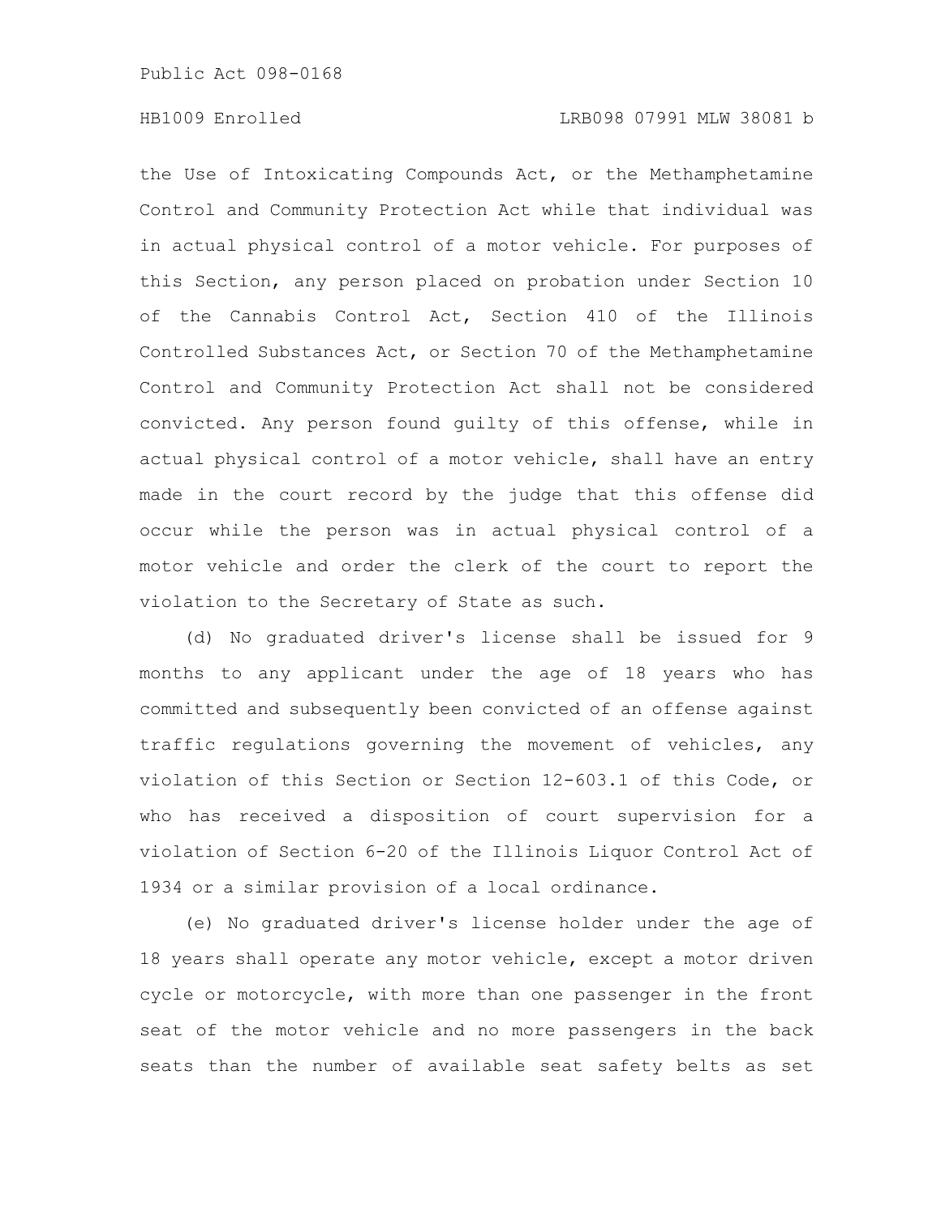the Use of Intoxicating Compounds Act, or the Methamphetamine Control and Community Protection Act while that individual was in actual physical control of a motor vehicle. For purposes of this Section, any person placed on probation under Section 10 of the Cannabis Control Act, Section 410 of the Illinois Controlled Substances Act, or Section 70 of the Methamphetamine Control and Community Protection Act shall not be considered convicted. Any person found guilty of this offense, while in actual physical control of a motor vehicle, shall have an entry made in the court record by the judge that this offense did occur while the person was in actual physical control of a motor vehicle and order the clerk of the court to report the violation to the Secretary of State as such.

(d) No graduated driver's license shall be issued for 9 months to any applicant under the age of 18 years who has committed and subsequently been convicted of an offense against traffic regulations governing the movement of vehicles, any violation of this Section or Section 12-603.1 of this Code, or who has received a disposition of court supervision for a violation of Section 6-20 of the Illinois Liquor Control Act of 1934 or a similar provision of a local ordinance.

(e) No graduated driver's license holder under the age of 18 years shall operate any motor vehicle, except a motor driven cycle or motorcycle, with more than one passenger in the front seat of the motor vehicle and no more passengers in the back seats than the number of available seat safety belts as set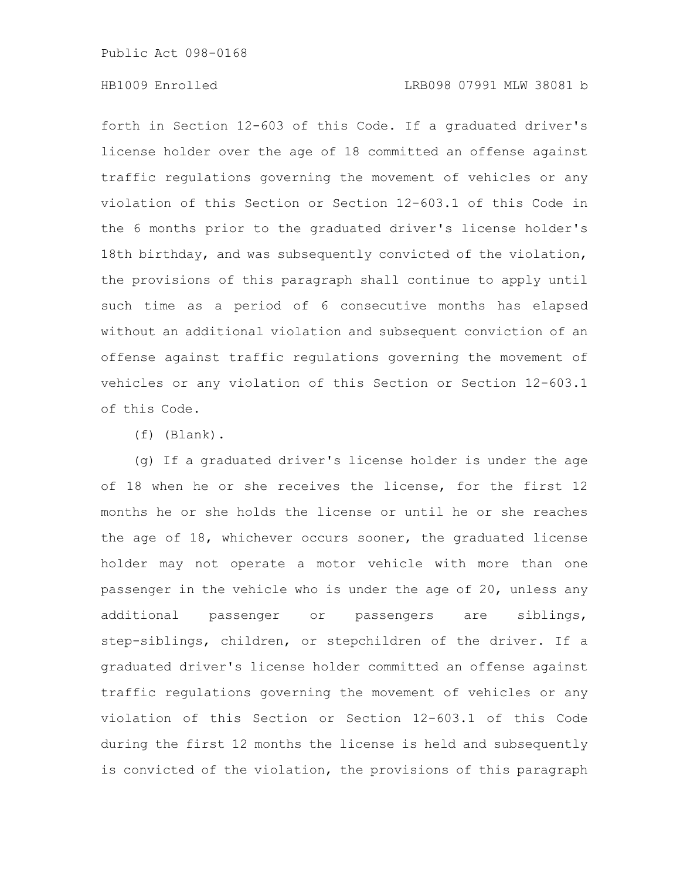forth in Section 12-603 of this Code. If a graduated driver's license holder over the age of 18 committed an offense against traffic regulations governing the movement of vehicles or any violation of this Section or Section 12-603.1 of this Code in the 6 months prior to the graduated driver's license holder's 18th birthday, and was subsequently convicted of the violation, the provisions of this paragraph shall continue to apply until such time as a period of 6 consecutive months has elapsed without an additional violation and subsequent conviction of an offense against traffic regulations governing the movement of vehicles or any violation of this Section or Section 12-603.1 of this Code.

(f) (Blank).

(g) If a graduated driver's license holder is under the age of 18 when he or she receives the license, for the first 12 months he or she holds the license or until he or she reaches the age of 18, whichever occurs sooner, the graduated license holder may not operate a motor vehicle with more than one passenger in the vehicle who is under the age of 20, unless any additional passenger or passengers are siblings, step-siblings, children, or stepchildren of the driver. If a graduated driver's license holder committed an offense against traffic regulations governing the movement of vehicles or any violation of this Section or Section 12-603.1 of this Code during the first 12 months the license is held and subsequently is convicted of the violation, the provisions of this paragraph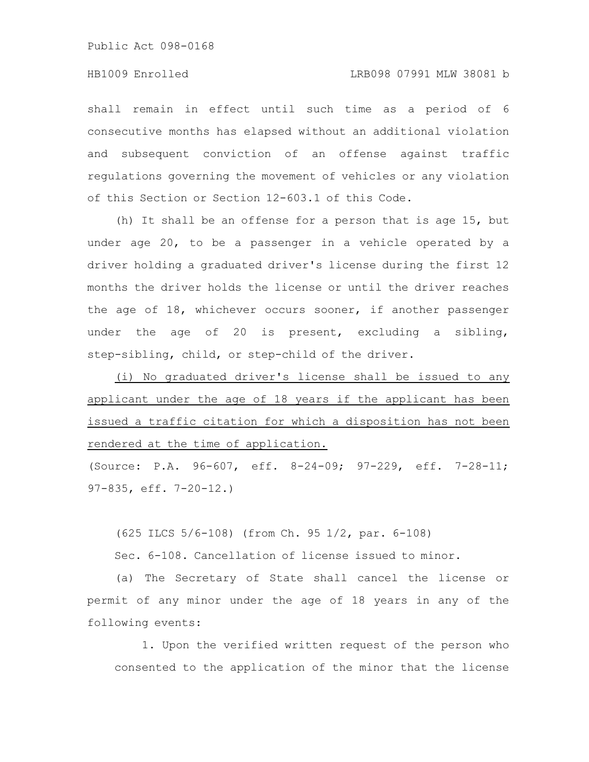shall remain in effect until such time as a period of 6 consecutive months has elapsed without an additional violation and subsequent conviction of an offense against traffic regulations governing the movement of vehicles or any violation of this Section or Section 12-603.1 of this Code.

(h) It shall be an offense for a person that is age 15, but under age 20, to be a passenger in a vehicle operated by a driver holding a graduated driver's license during the first 12 months the driver holds the license or until the driver reaches the age of 18, whichever occurs sooner, if another passenger under the age of 20 is present, excluding a sibling, step-sibling, child, or step-child of the driver.

<u>(i) No graduated driver's license shall be issued to any applicant under the age of 18 years if the applicant has been issued a traffic citation for which a disposition has not been rendered at the time of application.</u>

(Source: P.A. 96-607, eff. 8-24-09; 97-229, eff. 7-28-11; 97-835, eff. 7-20-12.)

(625 ILCS 5/6-108) (from Ch. 95 1/2, par. 6-108)

Sec. 6-108. Cancellation of license issued to minor.

(a) The Secretary of State shall cancel the license or permit of any minor under the age of 18 years in any of the following events:

1. Upon the verified written request of the person who consented to the application of the minor that the license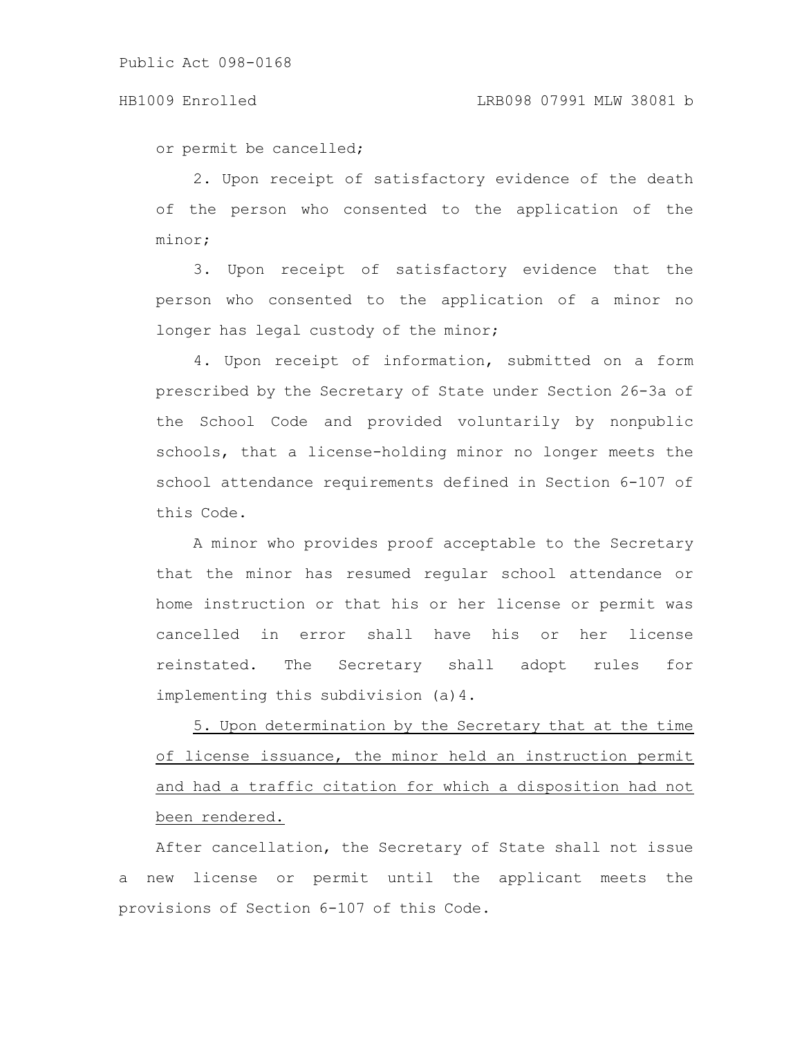or permit be cancelled;

2. Upon receipt of satisfactory evidence of the death of the person who consented to the application of the minor;

3. Upon receipt of satisfactory evidence that the person who consented to the application of a minor no longer has legal custody of the minor;

4. Upon receipt of information, submitted on a form prescribed by the Secretary of State under Section 26-3a of the School Code and provided voluntarily by nonpublic schools, that a license-holding minor no longer meets the school attendance requirements defined in Section 6-107 of this Code.

A minor who provides proof acceptable to the Secretary that the minor has resumed regular school attendance or home instruction or that his or her license or permit was cancelled in error shall have his or her license reinstated. The Secretary shall adopt rules for implementing this subdivision (a)4.

<u>5. Upon determination by the Secretary that at the time of license issuance, the minor held an instruction permit and had a traffic citation for which a disposition had not been rendered.</u>

After cancellation, the Secretary of State shall not issue a new license or permit until the applicant meets the provisions of Section 6-107 of this Code.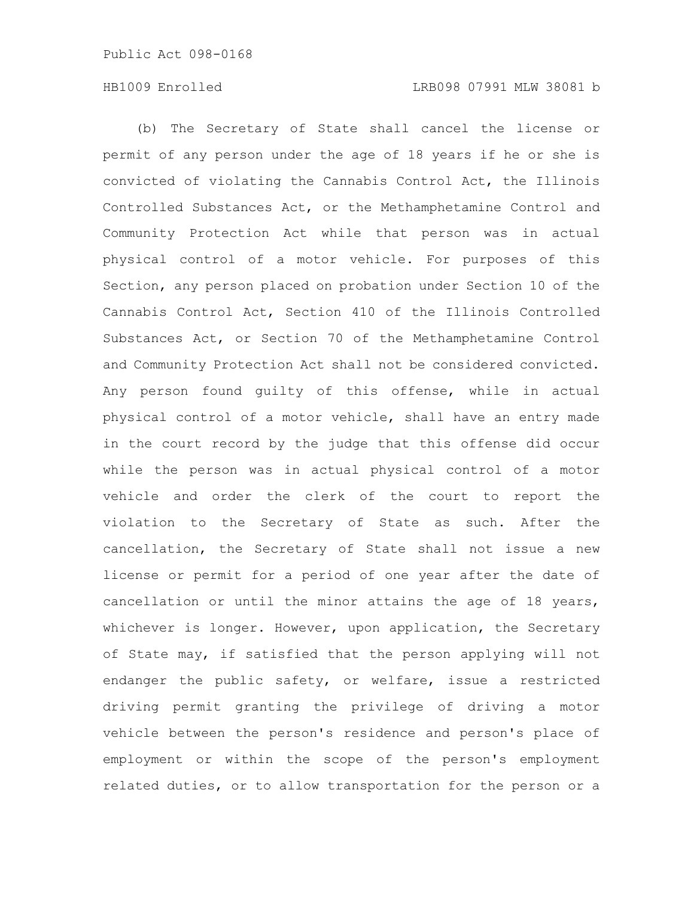(b) The Secretary of State shall cancel the license or permit of any person under the age of 18 years if he or she is convicted of violating the Cannabis Control Act, the Illinois Controlled Substances Act, or the Methamphetamine Control and Community Protection Act while that person was in actual physical control of a motor vehicle. For purposes of this Section, any person placed on probation under Section 10 of the Cannabis Control Act, Section 410 of the Illinois Controlled Substances Act, or Section 70 of the Methamphetamine Control and Community Protection Act shall not be considered convicted. Any person found guilty of this offense, while in actual physical control of a motor vehicle, shall have an entry made in the court record by the judge that this offense did occur while the person was in actual physical control of a motor vehicle and order the clerk of the court to report the violation to the Secretary of State as such. After the cancellation, the Secretary of State shall not issue a new license or permit for a period of one year after the date of cancellation or until the minor attains the age of 18 years, whichever is longer. However, upon application, the Secretary of State may, if satisfied that the person applying will not endanger the public safety, or welfare, issue a restricted driving permit granting the privilege of driving a motor vehicle between the person's residence and person's place of employment or within the scope of the person's employment related duties, or to allow transportation for the person or a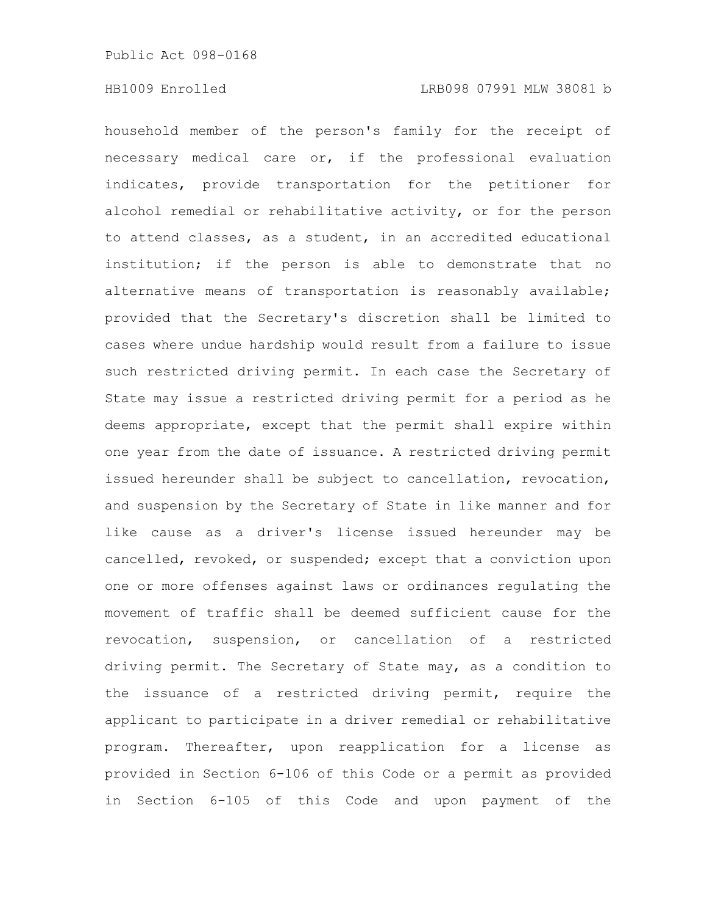household member of the person's family for the receipt of necessary medical care or, if the professional evaluation indicates, provide transportation for the petitioner for alcohol remedial or rehabilitative activity, or for the person to attend classes, as a student, in an accredited educational institution; if the person is able to demonstrate that no alternative means of transportation is reasonably available; provided that the Secretary's discretion shall be limited to cases where undue hardship would result from a failure to issue such restricted driving permit. In each case the Secretary of State may issue a restricted driving permit for a period as he deems appropriate, except that the permit shall expire within one year from the date of issuance. A restricted driving permit issued hereunder shall be subject to cancellation, revocation, and suspension by the Secretary of State in like manner and for like cause as a driver's license issued hereunder may be cancelled, revoked, or suspended; except that a conviction upon one or more offenses against laws or ordinances regulating the movement of traffic shall be deemed sufficient cause for the revocation, suspension, or cancellation of a restricted driving permit. The Secretary of State may, as a condition to the issuance of a restricted driving permit, require the applicant to participate in a driver remedial or rehabilitative program. Thereafter, upon reapplication for a license as provided in Section 6-106 of this Code or a permit as provided in Section 6-105 of this Code and upon payment of the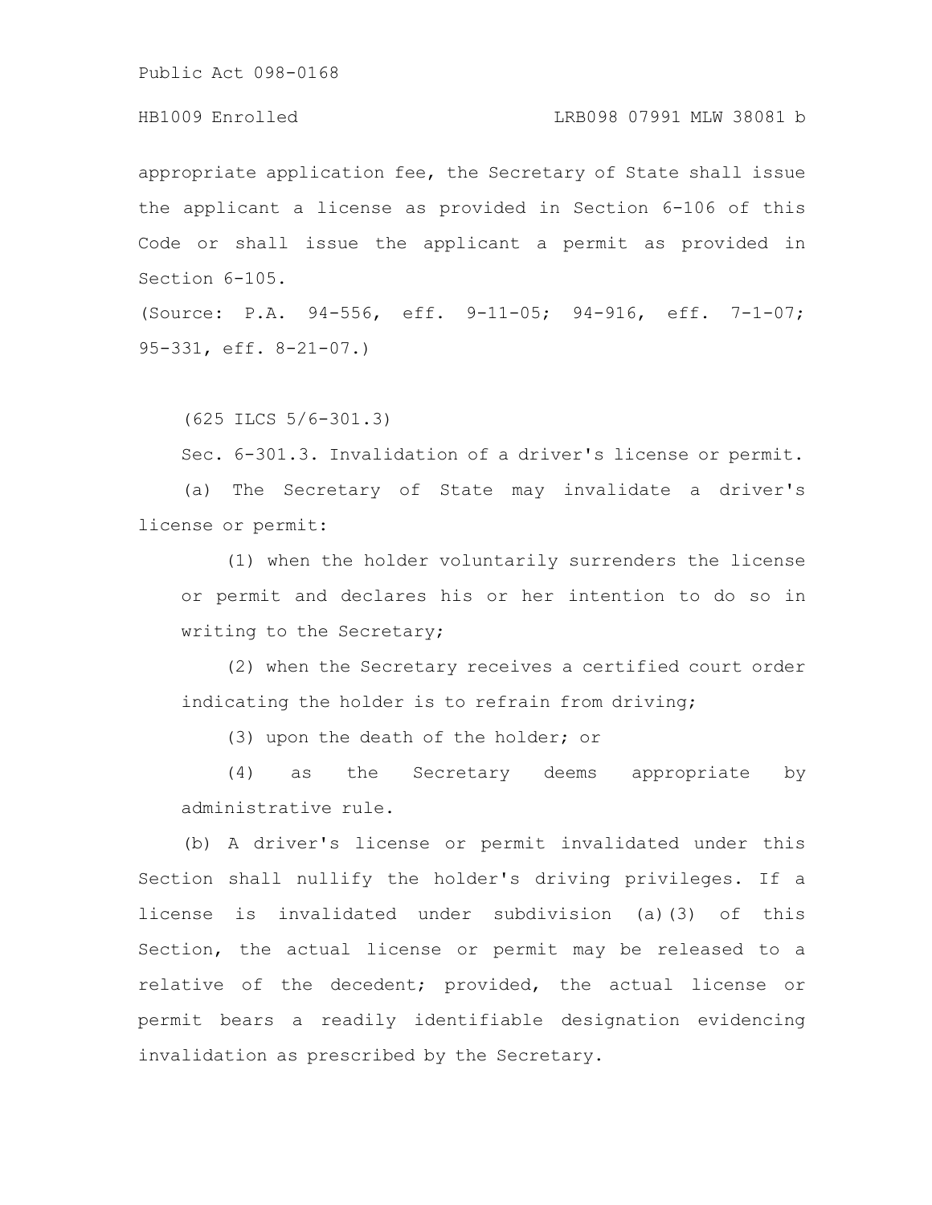appropriate application fee, the Secretary of State shall issue the applicant a license as provided in Section 6-106 of this Code or shall issue the applicant a permit as provided in Section 6-105.

(Source: P.A. 94-556, eff. 9-11-05; 94-916, eff. 7-1-07; 95-331, eff. 8-21-07.)

(625 ILCS 5/6-301.3)

Sec. 6-301.3. Invalidation of a driver's license or permit.

(a) The Secretary of State may invalidate a driver's license or permit:

(1) when the holder voluntarily surrenders the license or permit and declares his or her intention to do so in writing to the Secretary;

(2) when the Secretary receives a certified court order indicating the holder is to refrain from driving;

(3) upon the death of the holder; or

(4) as the Secretary deems appropriate by administrative rule.

(b) A driver's license or permit invalidated under this Section shall nullify the holder's driving privileges. If a license is invalidated under subdivision (a)(3) of this Section, the actual license or permit may be released to a relative of the decedent; provided, the actual license or permit bears a readily identifiable designation evidencing invalidation as prescribed by the Secretary.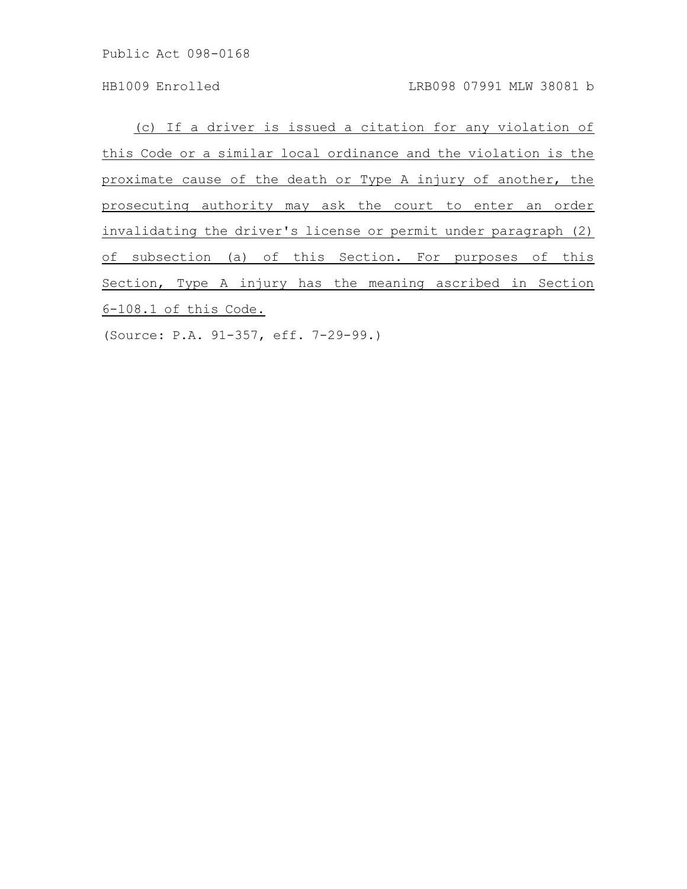(c) If a driver is issued a citation for any violation of this Code or a similar local ordinance and the violation is the proximate cause of the death or Type A injury of another, the prosecuting authority may ask the court to enter an order invalidating the driver's license or permit under paragraph (2) of subsection (a) of this Section. For purposes of this Section, Type A injury has the meaning ascribed in Section 6-108.1 of this Code.

(Source: P.A. 91-357, eff. 7-29-99.)